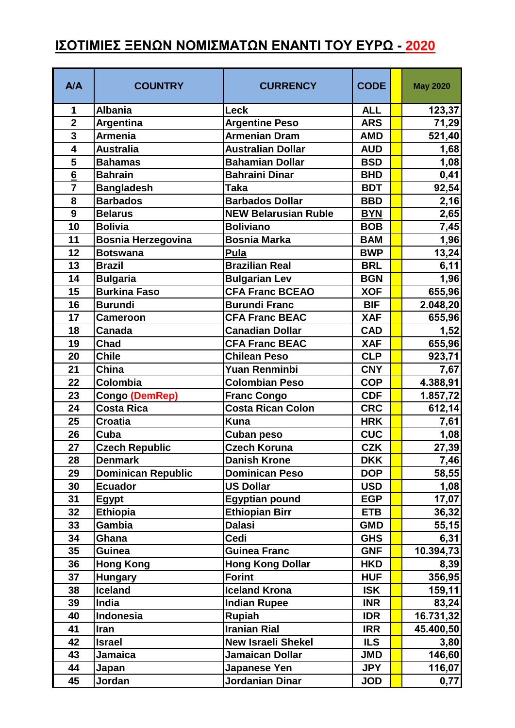# ΙΣΟΤΙΜΙΕΣ ΞΕΝΩΝ ΝΟΜΙΣΜΑΤΩΝ ΕΝΑΝΤΙ ΤΟΥ ΕΥΡΩ - 2020

| A/A | COUNTRY | CURRENCY | CODE | | May 2020 |
|---|---|---|---|---|---|
| 1 | Albania | Leck | ALL | | 123,37 |
| 2 | Argentina | Argentine Peso | ARS | | 71,29 |
| 3 | Armenia | Armenian Dram | AMD | | 521,40 |
| 4 | Australia | Australian Dollar | AUD | | 1,68 |
| 5 | Bahamas | Bahamian Dollar | BSD | | 1,08 |
| 6 | Bahrain | Bahraini Dinar | BHD | | 0,41 |
| 7 | Bangladesh | Taka | BDT | | 92,54 |
| 8 | Barbados | Barbados Dollar | BBD | | 2,16 |
| 9 | Belarus | NEW Belarusian Ruble | BYN | | 2,65 |
| 10 | Bolivia | Boliviano | BOB | | 7,45 |
| 11 | Bosnia Herzegovina | Bosnia Marka | BAM | | 1,96 |
| 12 | Botswana | Pula | BWP | | 13,24 |
| 13 | Brazil | Brazilian Real | BRL | | 6,11 |
| 14 | Bulgaria | Bulgarian Lev | BGN | | 1,96 |
| 15 | Burkina Faso | CFA Franc BCEAO | XOF | | 655,96 |
| 16 | Burundi | Burundi Franc | BIF | | 2.048,20 |
| 17 | Cameroon | CFA Franc BEAC | XAF | | 655,96 |
| 18 | Canada | Canadian Dollar | CAD | | 1,52 |
| 19 | Chad | CFA Franc BEAC | XAF | | 655,96 |
| 20 | Chile | Chilean Peso | CLP | | 923,71 |
| 21 | China | Yuan Renminbi | CNY | | 7,67 |
| 22 | Colombia | Colombian Peso | COP | | 4.388,91 |
| 23 | Congo (DemRep) | Franc Congo | CDF | | 1.857,72 |
| 24 | Costa Rica | Costa Rican Colon | CRC | | 612,14 |
| 25 | Croatia | Kuna | HRK | | 7,61 |
| 26 | Cuba | Cuban peso | CUC | | 1,08 |
| 27 | Czech Republic | Czech Koruna | CZK | | 27,39 |
| 28 | Denmark | Danish Krone | DKK | | 7,46 |
| 29 | Dominican Republic | Dominican Peso | DOP | | 58,55 |
| 30 | Ecuador | US Dollar | USD | | 1,08 |
| 31 | Egypt | Egyptian pound | EGP | | 17,07 |
| 32 | Ethiopia | Ethiopian Birr | ETB | | 36,32 |
| 33 | Gambia | Dalasi | GMD | | 55,15 |
| 34 | Ghana | Cedi | GHS | | 6,31 |
| 35 | Guinea | Guinea Franc | GNF | | 10.394,73 |
| 36 | Hong Kong | Hong Kong Dollar | HKD | | 8,39 |
| 37 | Hungary | Forint | HUF | | 356,95 |
| 38 | Iceland | Iceland Krona | ISK | | 159,11 |
| 39 | India | Indian Rupee | INR | | 83,24 |
| 40 | Indonesia | Rupiah | IDR | | 16.731,32 |
| 41 | Iran | Iranian Rial | IRR | | 45.400,50 |
| 42 | Israel | New Israeli Shekel | ILS | | 3,80 |
| 43 | Jamaica | Jamaican Dollar | JMD | | 146,60 |
| 44 | Japan | Japanese Yen | JPY | | 116,07 |
| 45 | Jordan | Jordanian Dinar | JOD | | 0,77 |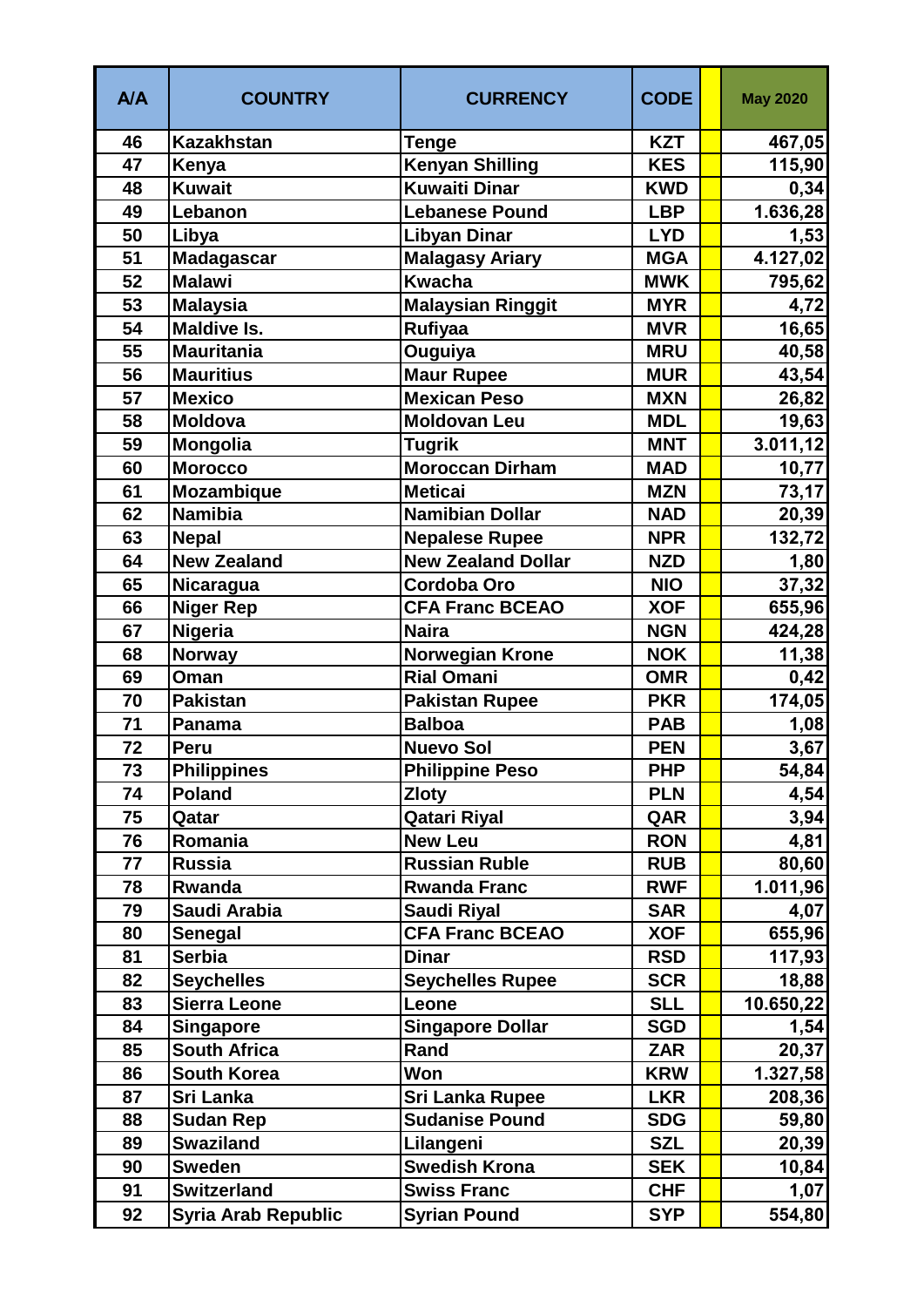| A/A | COUNTRY | CURRENCY | CODE | | May 2020 |
|---|---|---|---|---|---|
| 46 | Kazakhstan | Tenge | KZT | | 467,05 |
| 47 | Kenya | Kenyan Shilling | KES | | 115,90 |
| 48 | Kuwait | Kuwaiti Dinar | KWD | | 0,34 |
| 49 | Lebanon | Lebanese Pound | LBP | | 1.636,28 |
| 50 | Libya | Libyan Dinar | LYD | | 1,53 |
| 51 | Madagascar | Malagasy Ariary | MGA | | 4.127,02 |
| 52 | Malawi | Kwacha | MWK | | 795,62 |
| 53 | Malaysia | Malaysian Ringgit | MYR | | 4,72 |
| 54 | Maldive Is. | Rufiyaa | MVR | | 16,65 |
| 55 | Mauritania | Ouguiya | MRU | | 40,58 |
| 56 | Mauritius | Maur Rupee | MUR | | 43,54 |
| 57 | Mexico | Mexican Peso | MXN | | 26,82 |
| 58 | Moldova | Moldovan Leu | MDL | | 19,63 |
| 59 | Mongolia | Tugrik | MNT | | 3.011,12 |
| 60 | Morocco | Moroccan Dirham | MAD | | 10,77 |
| 61 | Mozambique | Meticai | MZN | | 73,17 |
| 62 | Namibia | Namibian Dollar | NAD | | 20,39 |
| 63 | Nepal | Nepalese Rupee | NPR | | 132,72 |
| 64 | New Zealand | New Zealand Dollar | NZD | | 1,80 |
| 65 | Nicaragua | Cordoba Oro | NIO | | 37,32 |
| 66 | Niger Rep | CFA Franc BCEAO | XOF | | 655,96 |
| 67 | Nigeria | Naira | NGN | | 424,28 |
| 68 | Norway | Norwegian Krone | NOK | | 11,38 |
| 69 | Oman | Rial Omani | OMR | | 0,42 |
| 70 | Pakistan | Pakistan Rupee | PKR | | 174,05 |
| 71 | Panama | Balboa | PAB | | 1,08 |
| 72 | Peru | Nuevo Sol | PEN | | 3,67 |
| 73 | Philippines | Philippine Peso | PHP | | 54,84 |
| 74 | Poland | Zloty | PLN | | 4,54 |
| 75 | Qatar | Qatari Riyal | QAR | | 3,94 |
| 76 | Romania | New Leu | RON | | 4,81 |
| 77 | Russia | Russian Ruble | RUB | | 80,60 |
| 78 | Rwanda | Rwanda Franc | RWF | | 1.011,96 |
| 79 | Saudi Arabia | Saudi Riyal | SAR | | 4,07 |
| 80 | Senegal | CFA Franc BCEAO | XOF | | 655,96 |
| 81 | Serbia | Dinar | RSD | | 117,93 |
| 82 | Seychelles | Seychelles Rupee | SCR | | 18,88 |
| 83 | Sierra Leone | Leone | SLL | | 10.650,22 |
| 84 | Singapore | Singapore Dollar | SGD | | 1,54 |
| 85 | South Africa | Rand | ZAR | | 20,37 |
| 86 | South Korea | Won | KRW | | 1.327,58 |
| 87 | Sri Lanka | Sri Lanka Rupee | LKR | | 208,36 |
| 88 | Sudan Rep | Sudanise Pound | SDG | | 59,80 |
| 89 | Swaziland | Lilangeni | SZL | | 20,39 |
| 90 | Sweden | Swedish Krona | SEK | | 10,84 |
| 91 | Switzerland | Swiss Franc | CHF | | 1,07 |
| 92 | Syria Arab Republic | Syrian Pound | SYP | | 554,80 |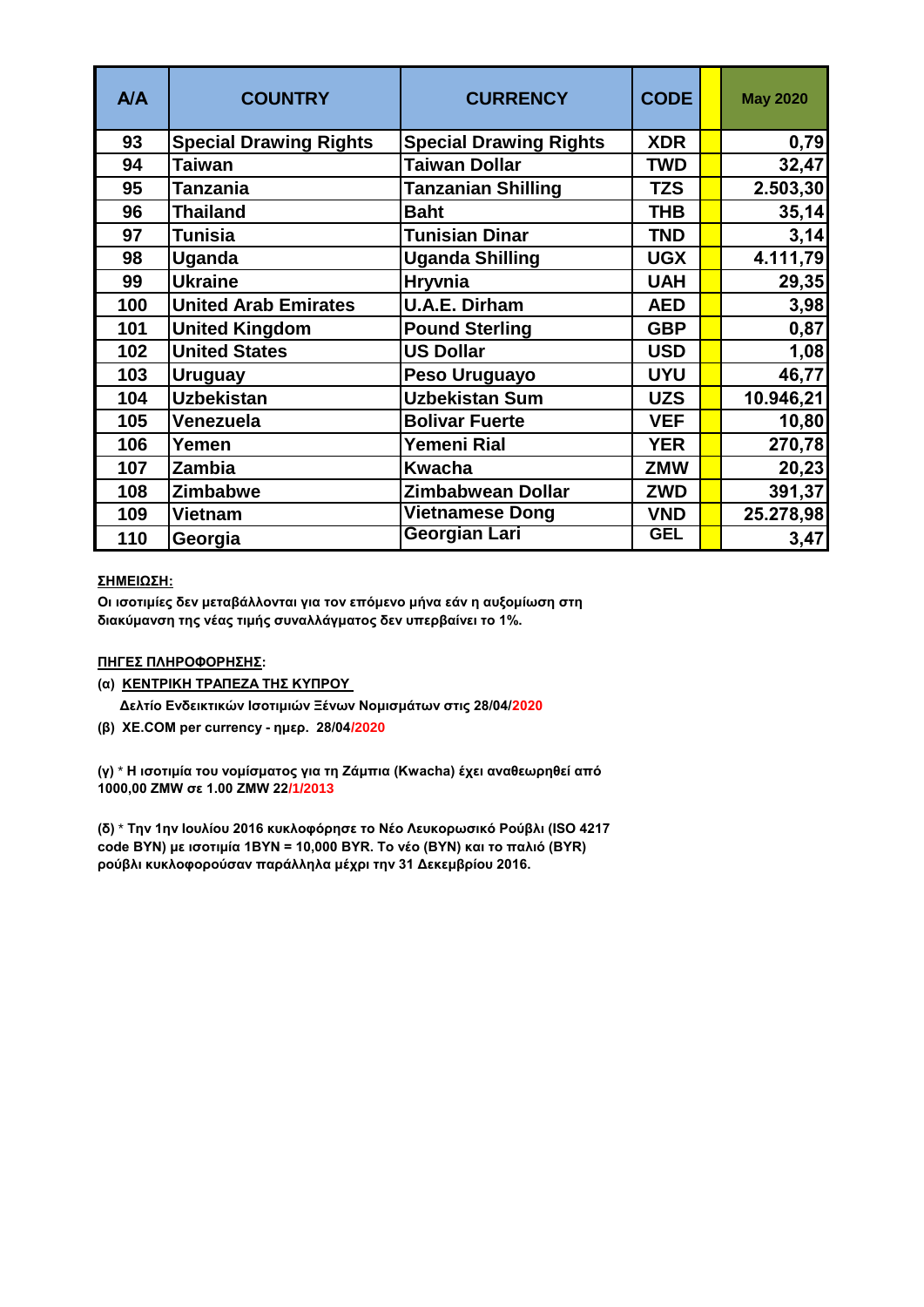| A/A | COUNTRY | CURRENCY | CODE | | May 2020 |
|---|---|---|---|---|---|
| 93 | Special Drawing Rights | Special Drawing Rights | XDR | | 0,79 |
| 94 | Taiwan | Taiwan Dollar | TWD | | 32,47 |
| 95 | Tanzania | Tanzanian Shilling | TZS | | 2.503,30 |
| 96 | Thailand | Baht | THB | | 35,14 |
| 97 | Tunisia | Tunisian Dinar | TND | | 3,14 |
| 98 | Uganda | Uganda Shilling | UGX | | 4.111,79 |
| 99 | Ukraine | Hryvnia | UAH | | 29,35 |
| 100 | United Arab Emirates | U.A.E. Dirham | AED | | 3,98 |
| 101 | United Kingdom | Pound Sterling | GBP | | 0,87 |
| 102 | United States | US Dollar | USD | | 1,08 |
| 103 | Uruguay | Peso Uruguayo | UYU | | 46,77 |
| 104 | Uzbekistan | Uzbekistan Sum | UZS | | 10.946,21 |
| 105 | Venezuela | Bolivar Fuerte | VEF | | 10,80 |
| 106 | Yemen | Yemeni Rial | YER | | 270,78 |
| 107 | Zambia | Kwacha | ZMW | | 20,23 |
| 108 | Zimbabwe | Zimbabwean Dollar | ZWD | | 391,37 |
| 109 | Vietnam | Vietnamese Dong | VND | | 25.278,98 |
| 110 | Georgia | Georgian Lari | GEL | | 3,47 |

**ΣΗΜΕΙΩΣΗ:**

**Οι ισοτιμίες δεν μεταβάλλονται για τον επόμενο μήνα εάν η αυξομίωση στη διακύμανση της νέας τιμής συναλλάγματος δεν υπερβαίνει το 1%.**

**ΠΗΓΕΣ ΠΛΗΡΟΦΟΡΗΣΗΣ:**

**(α) ΚΕΝΤΡΙΚΗ ΤΡΑΠΕΖΑ ΤΗΣ ΚΥΠΡΟΥ**

**Δελτίο Ενδεικτικών Ισοτιμιών Ξένων Νομισμάτων στις 28/04/2020**

**(β) XE.COM per currency - ημερ. 28/04/2020**

**(γ) * Η ισοτιμία του νομίσματος για τη Ζάμπια (Kwacha) έχει αναθεωρηθεί από 1000,00 ZMW σε 1.00 ZMW 22/1/2013**

**(δ) * Την 1ην Ιουλίου 2016 κυκλοφόρησε το Νέο Λευκορωσικό Ρούβλι (ISO 4217 code BYN) με ισοτιμία 1BYN = 10,000 BYR. Το νέο (BYN) και το παλιό (BYR) ρούβλι κυκλοφορούσαν παράλληλα μέχρι την 31 Δεκεμβρίου 2016.**